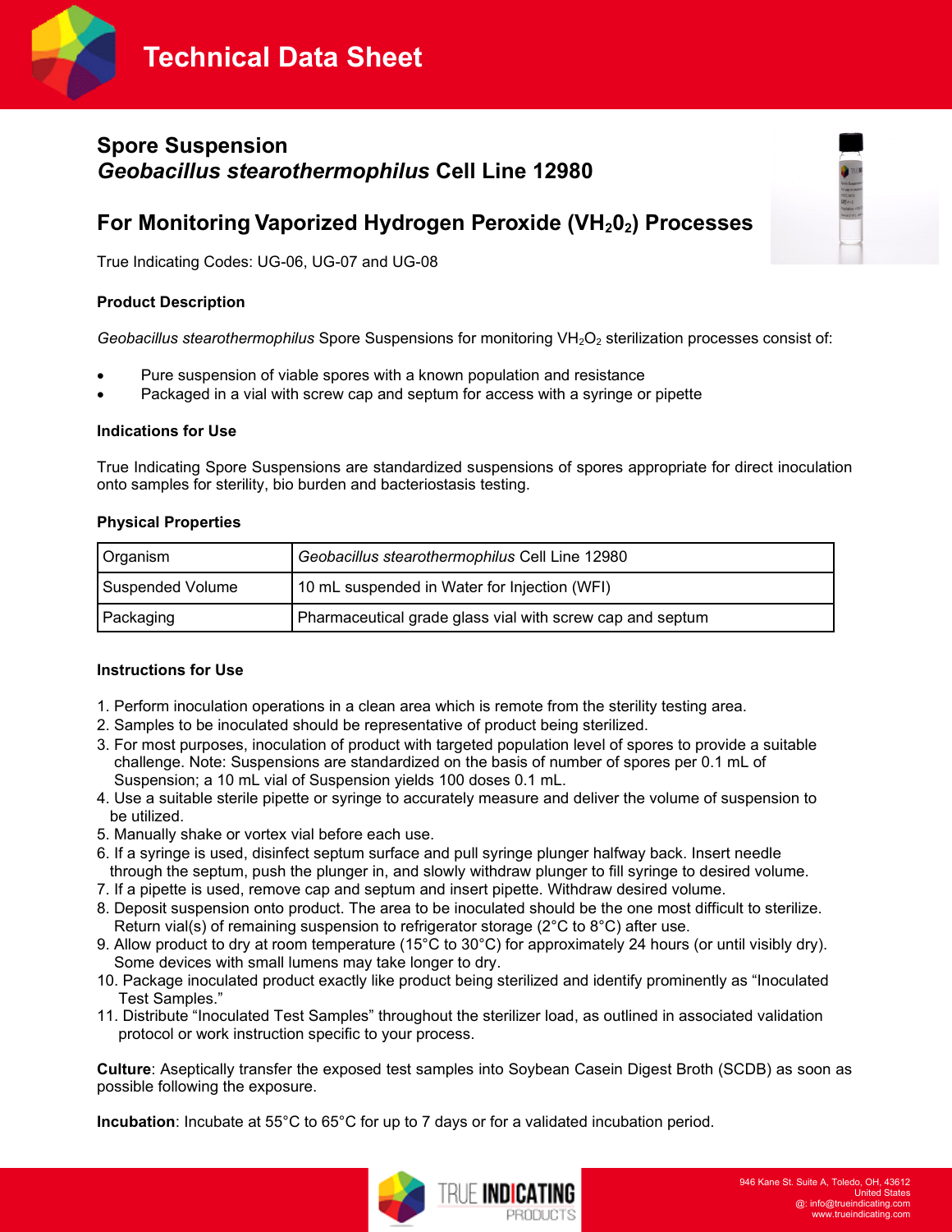# Technical Data Sheet

## Spore Suspension
## *Geobacillus stearothermophilus* Cell Line 12980

## For Monitoring Vaporized Hydrogen Peroxide ($VH_20_2$) Processes

True Indicating Codes: UG-06, UG-07 and UG-08

### Product Description

*Geobacillus stearothermophilus* Spore Suspensions for monitoring $VH_2O_2$ sterilization processes consist of:

- Pure suspension of viable spores with a known population and resistance
- Packaged in a vial with screw cap and septum for access with a syringe or pipette

### Indications for Use

True Indicating Spore Suspensions are standardized suspensions of spores appropriate for direct inoculation onto samples for sterility, bio burden and bacteriostasis testing.

### Physical Properties

| Organism | *Geobacillus stearothermophilus* Cell Line 12980 |
|---|---|
| Suspended Volume | 10 mL suspended in Water for Injection (WFI) |
| Packaging | Pharmaceutical grade glass vial with screw cap and septum |

### Instructions for Use

1. Perform inoculation operations in a clean area which is remote from the sterility testing area.
2. Samples to be inoculated should be representative of product being sterilized.
3. For most purposes, inoculation of product with targeted population level of spores to provide a suitable challenge. Note: Suspensions are standardized on the basis of number of spores per 0.1 mL of Suspension; a 10 mL vial of Suspension yields 100 doses 0.1 mL.
4. Use a suitable sterile pipette or syringe to accurately measure and deliver the volume of suspension to be utilized.
5. Manually shake or vortex vial before each use.
6. If a syringe is used, disinfect septum surface and pull syringe plunger halfway back. Insert needle through the septum, push the plunger in, and slowly withdraw plunger to fill syringe to desired volume.
7. If a pipette is used, remove cap and septum and insert pipette. Withdraw desired volume.
8. Deposit suspension onto product. The area to be inoculated should be the one most difficult to sterilize. Return vial(s) of remaining suspension to refrigerator storage (2°C to 8°C) after use.
9. Allow product to dry at room temperature (15°C to 30°C) for approximately 24 hours (or until visibly dry). Some devices with small lumens may take longer to dry.
10. Package inoculated product exactly like product being sterilized and identify prominently as "Inoculated Test Samples."
11. Distribute "Inoculated Test Samples" throughout the sterilizer load, as outlined in associated validation protocol or work instruction specific to your process.

**Culture**: Aseptically transfer the exposed test samples into Soybean Casein Digest Broth (SCDB) as soon as possible following the exposure.

**Incubation**: Incubate at 55°C to 65°C for up to 7 days or for a validated incubation period.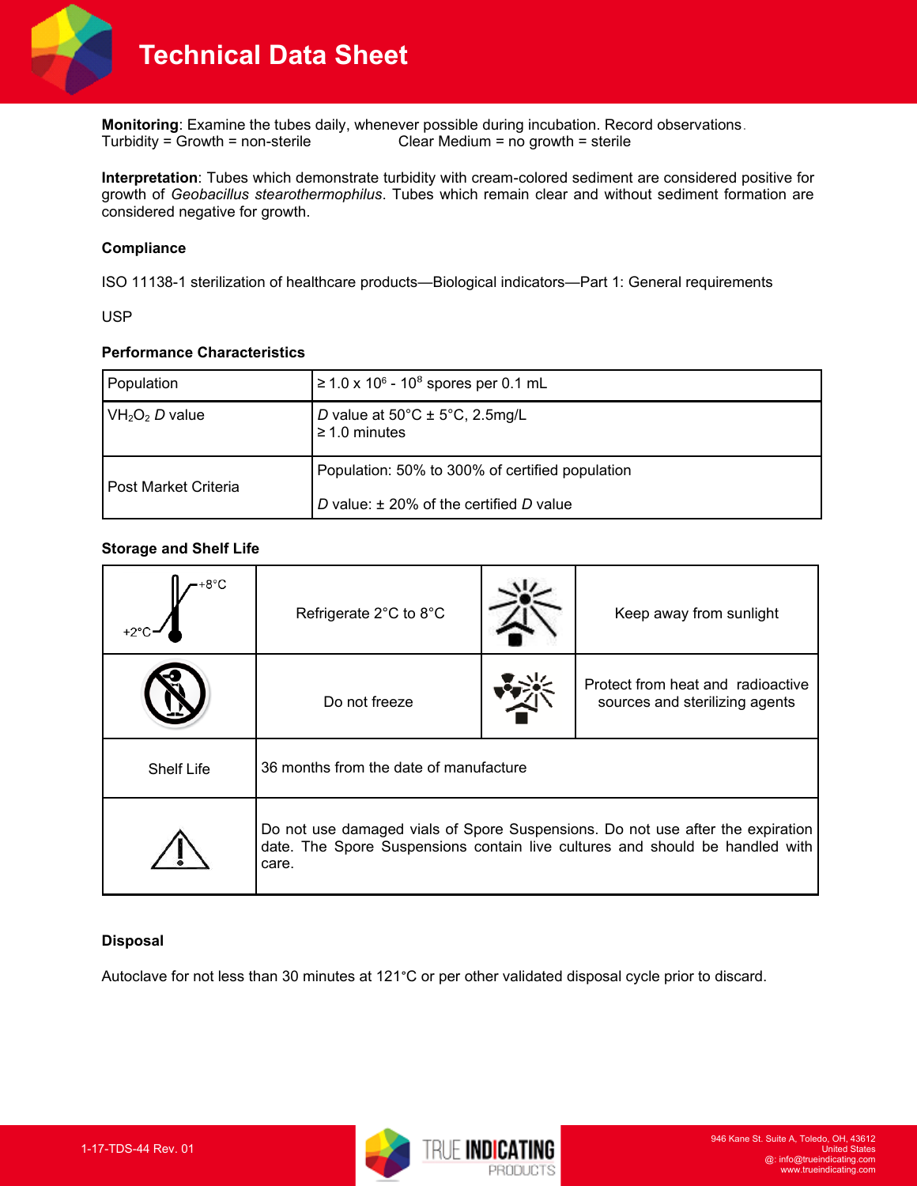**Monitoring**: Examine the tubes daily, whenever possible during incubation. Record observations.
Turbidity = Growth = non-sterile                    Clear Medium = no growth = sterile

**Interpretation**: Tubes which demonstrate turbidity with cream-colored sediment are considered positive for growth of *Geobacillus stearothermophilus*. Tubes which remain clear and without sediment formation are considered negative for growth.

**Compliance**

ISO 11138-1 sterilization of healthcare products—Biological indicators—Part 1: General requirements

USP

**Performance Characteristics**

| | |
|---|---|
| Population | ≥ 1.0 x $10^6$ - $10^8$ spores per 0.1 mL |
| $VH_2O_2$ *D* value | *D* value at 50°C ± 5°C, 2.5mg/L<br>≥ 1.0 minutes |
| Post Market Criteria | Population: 50% to 300% of certified population<br>*D* value: ± 20% of the certified *D* value |

**Storage and Shelf Life**

| | | | |
|---|---|---|---|
| +2°C +8°C | Refrigerate 2°C to 8°C | | Keep away from sunlight |
| | Do not freeze | | Protect from heat and radioactive sources and sterilizing agents |
| Shelf Life | 36 months from the date of manufacture | | |
| | Do not use damaged vials of Spore Suspensions. Do not use after the expiration date. The Spore Suspensions contain live cultures and should be handled with care. | | |

**Disposal**

Autoclave for not less than 30 minutes at 121°C or per other validated disposal cycle prior to discard.

1-17-TDS-44 Rev. 01